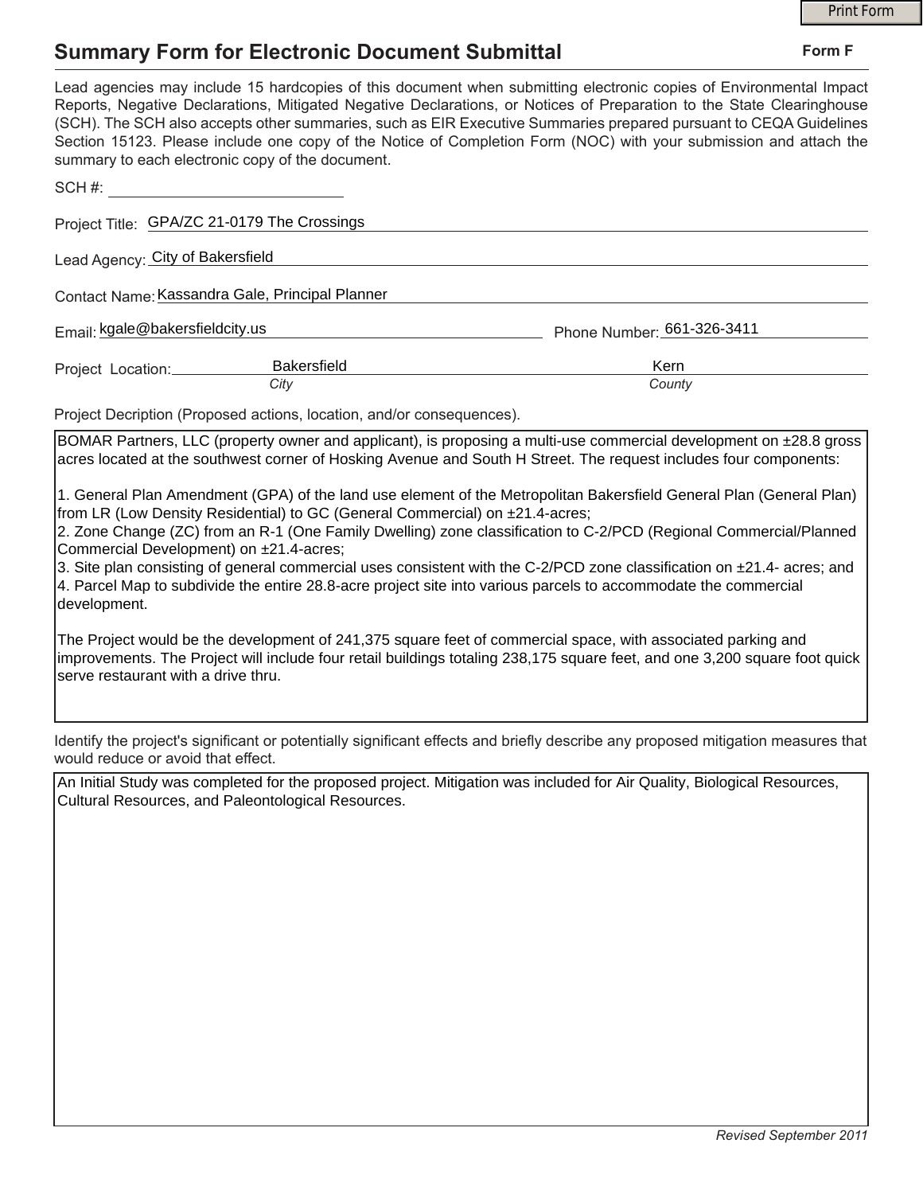# Summary Form for Electronic Document Submittal

**Form F**

Lead agencies may include 15 hardcopies of this document when submitting electronic copies of Environmental Impact Reports, Negative Declarations, Mitigated Negative Declarations, or Notices of Preparation to the State Clearinghouse (SCH). The SCH also accepts other summaries, such as EIR Executive Summaries prepared pursuant to CEQA Guidelines Section 15123. Please include one copy of the Notice of Completion Form (NOC) with your submission and attach the summary to each electronic copy of the document.

SCH #: ____________________

Project Title: GPA/ZC 21-0179 The Crossings

Lead Agency: City of Bakersfield

Contact Name: Kassandra Gale, Principal Planner

Email: kgale@bakersfieldcity.us Phone Number: 661-326-3411

Project Location: Bakersfield (*City*) Kern (*County*)

Project Decription (Proposed actions, location, and/or consequences).

BOMAR Partners, LLC (property owner and applicant), is proposing a multi-use commercial development on ±28.8 gross acres located at the southwest corner of Hosking Avenue and South H Street. The request includes four components:

1. General Plan Amendment (GPA) of the land use element of the Metropolitan Bakersfield General Plan (General Plan) from LR (Low Density Residential) to GC (General Commercial) on ±21.4-acres;
2. Zone Change (ZC) from an R-1 (One Family Dwelling) zone classification to C-2/PCD (Regional Commercial/Planned Commercial Development) on ±21.4-acres;
3. Site plan consisting of general commercial uses consistent with the C-2/PCD zone classification on ±21.4- acres; and
4. Parcel Map to subdivide the entire 28.8-acre project site into various parcels to accommodate the commercial development.

The Project would be the development of 241,375 square feet of commercial space, with associated parking and improvements. The Project will include four retail buildings totaling 238,175 square feet, and one 3,200 square foot quick serve restaurant with a drive thru.

Identify the project's significant or potentially significant effects and briefly describe any proposed mitigation measures that would reduce or avoid that effect.

An Initial Study was completed for the proposed project. Mitigation was included for Air Quality, Biological Resources, Cultural Resources, and Paleontological Resources.

*Revised September 2011*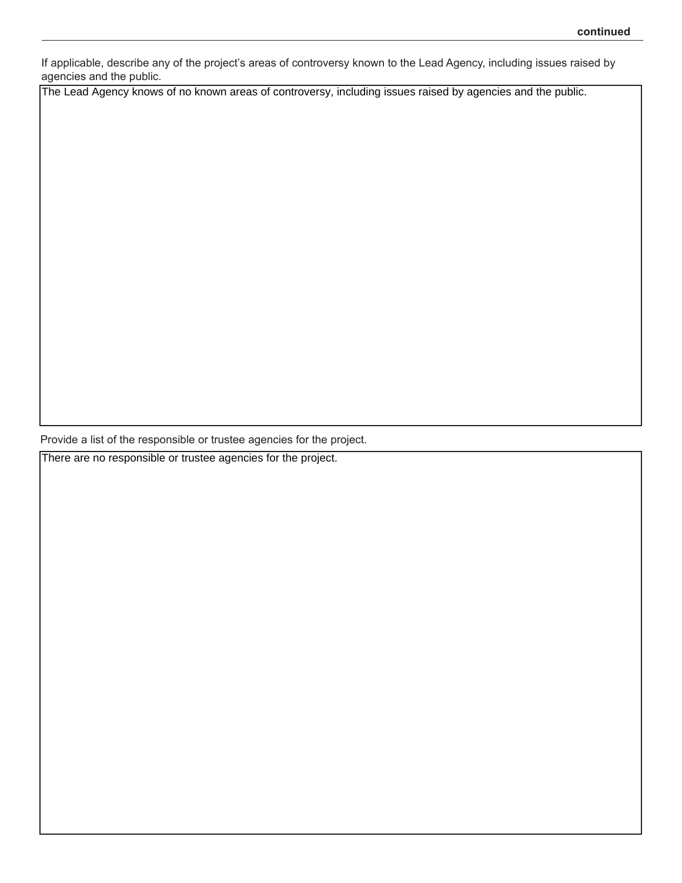**continued**

If applicable, describe any of the project's areas of controversy known to the Lead Agency, including issues raised by agencies and the public.

The Lead Agency knows of no known areas of controversy, including issues raised by agencies and the public.

Provide a list of the responsible or trustee agencies for the project.

There are no responsible or trustee agencies for the project.